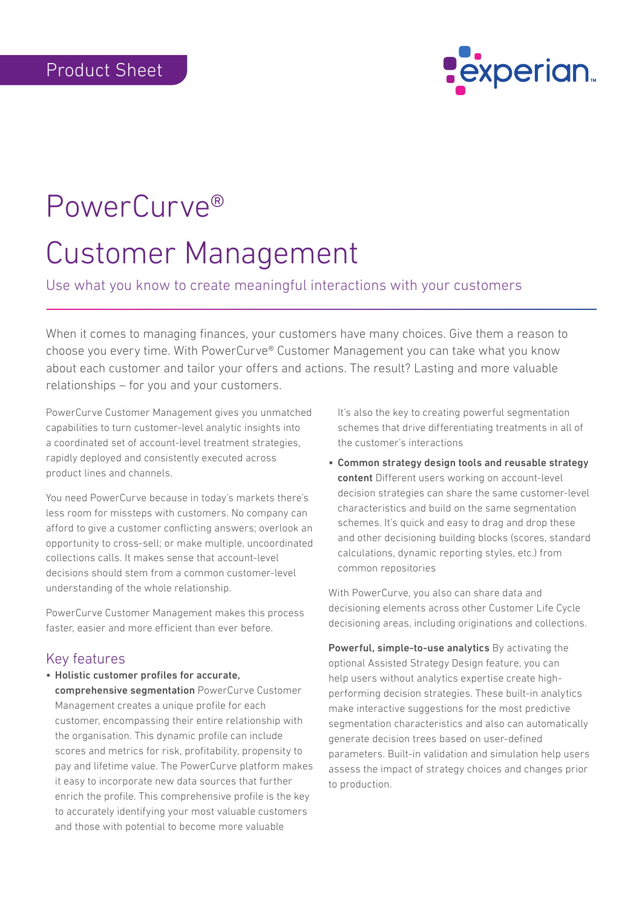Product Sheet

# PowerCurve®

# Customer Management

## Use what you know to create meaningful interactions with your customers

When it comes to managing finances, your customers have many choices. Give them a reason to choose you every time. With PowerCurve® Customer Management you can take what you know about each customer and tailor your offers and actions. The result? Lasting and more valuable relationships – for you and your customers.

PowerCurve Customer Management gives you unmatched capabilities to turn customer-level analytic insights into a coordinated set of account-level treatment strategies, rapidly deployed and consistently executed across product lines and channels.

You need PowerCurve because in today's markets there's less room for missteps with customers. No company can afford to give a customer conflicting answers; overlook an opportunity to cross-sell; or make multiple, uncoordinated collections calls. It makes sense that account-level decisions should stem from a common customer-level understanding of the whole relationship.

PowerCurve Customer Management makes this process faster, easier and more efficient than ever before.

### Key features

- **Holistic customer profiles for accurate, comprehensive segmentation** PowerCurve Customer Management creates a unique profile for each customer, encompassing their entire relationship with the organisation. This dynamic profile can include scores and metrics for risk, profitability, propensity to pay and lifetime value. The PowerCurve platform makes it easy to incorporate new data sources that further enrich the profile. This comprehensive profile is the key to accurately identifying your most valuable customers and those with potential to become more valuable

  It's also the key to creating powerful segmentation schemes that drive differentiating treatments in all of the customer's interactions

- **Common strategy design tools and reusable strategy content** Different users working on account-level decision strategies can share the same customer-level characteristics and build on the same segmentation schemes. It's quick and easy to drag and drop these and other decisioning building blocks (scores, standard calculations, dynamic reporting styles, etc.) from common repositories

With PowerCurve, you also can share data and decisioning elements across other Customer Life Cycle decisioning areas, including originations and collections.

**Powerful, simple-to-use analytics** By activating the optional Assisted Strategy Design feature, you can help users without analytics expertise create high-performing decision strategies. These built-in analytics make interactive suggestions for the most predictive segmentation characteristics and also can automatically generate decision trees based on user-defined parameters. Built-in validation and simulation help users assess the impact of strategy choices and changes prior to production.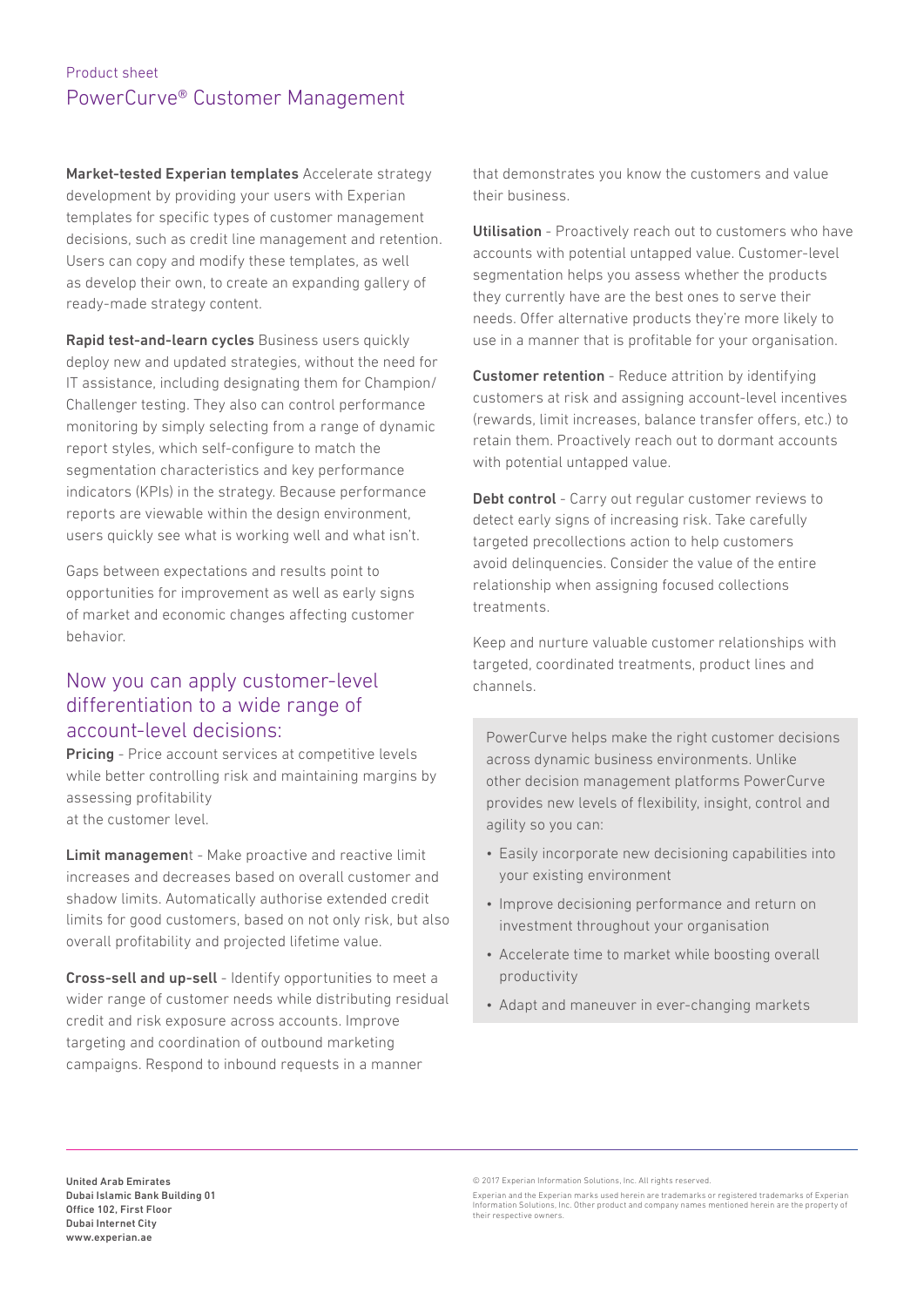Product sheet

# PowerCurve® Customer Management

**Market-tested Experian templates** Accelerate strategy development by providing your users with Experian templates for specific types of customer management decisions, such as credit line management and retention. Users can copy and modify these templates, as well as develop their own, to create an expanding gallery of ready-made strategy content.

**Rapid test-and-learn cycles** Business users quickly deploy new and updated strategies, without the need for IT assistance, including designating them for Champion/Challenger testing. They also can control performance monitoring by simply selecting from a range of dynamic report styles, which self-configure to match the segmentation characteristics and key performance indicators (KPIs) in the strategy. Because performance reports are viewable within the design environment, users quickly see what is working well and what isn't.

Gaps between expectations and results point to opportunities for improvement as well as early signs of market and economic changes affecting customer behavior.

## Now you can apply customer-level differentiation to a wide range of account-level decisions:

**Pricing** - Price account services at competitive levels while better controlling risk and maintaining margins by assessing profitability at the customer level.

**Limit managemen**t - Make proactive and reactive limit increases and decreases based on overall customer and shadow limits. Automatically authorise extended credit limits for good customers, based on not only risk, but also overall profitability and projected lifetime value.

**Cross-sell and up-sell** - Identify opportunities to meet a wider range of customer needs while distributing residual credit and risk exposure across accounts. Improve targeting and coordination of outbound marketing campaigns. Respond to inbound requests in a manner that demonstrates you know the customers and value their business.

**Utilisation** - Proactively reach out to customers who have accounts with potential untapped value. Customer-level segmentation helps you assess whether the products they currently have are the best ones to serve their needs. Offer alternative products they're more likely to use in a manner that is profitable for your organisation.

**Customer retention** - Reduce attrition by identifying customers at risk and assigning account-level incentives (rewards, limit increases, balance transfer offers, etc.) to retain them. Proactively reach out to dormant accounts with potential untapped value.

**Debt control** - Carry out regular customer reviews to detect early signs of increasing risk. Take carefully targeted precollections action to help customers avoid delinquencies. Consider the value of the entire relationship when assigning focused collections treatments.

Keep and nurture valuable customer relationships with targeted, coordinated treatments, product lines and channels.

PowerCurve helps make the right customer decisions across dynamic business environments. Unlike other decision management platforms PowerCurve provides new levels of flexibility, insight, control and agility so you can:

- Easily incorporate new decisioning capabilities into your existing environment
- Improve decisioning performance and return on investment throughout your organisation
- Accelerate time to market while boosting overall productivity
- Adapt and maneuver in ever-changing markets

**United Arab Emirates**
**Dubai Islamic Bank Building 01**
**Office 102, First Floor**
**Dubai Internet City**
**www.experian.ae**

© 2017 Experian Information Solutions, Inc. All rights reserved.

Experian and the Experian marks used herein are trademarks or registered trademarks of Experian Information Solutions, Inc. Other product and company names mentioned herein are the property of their respective owners.